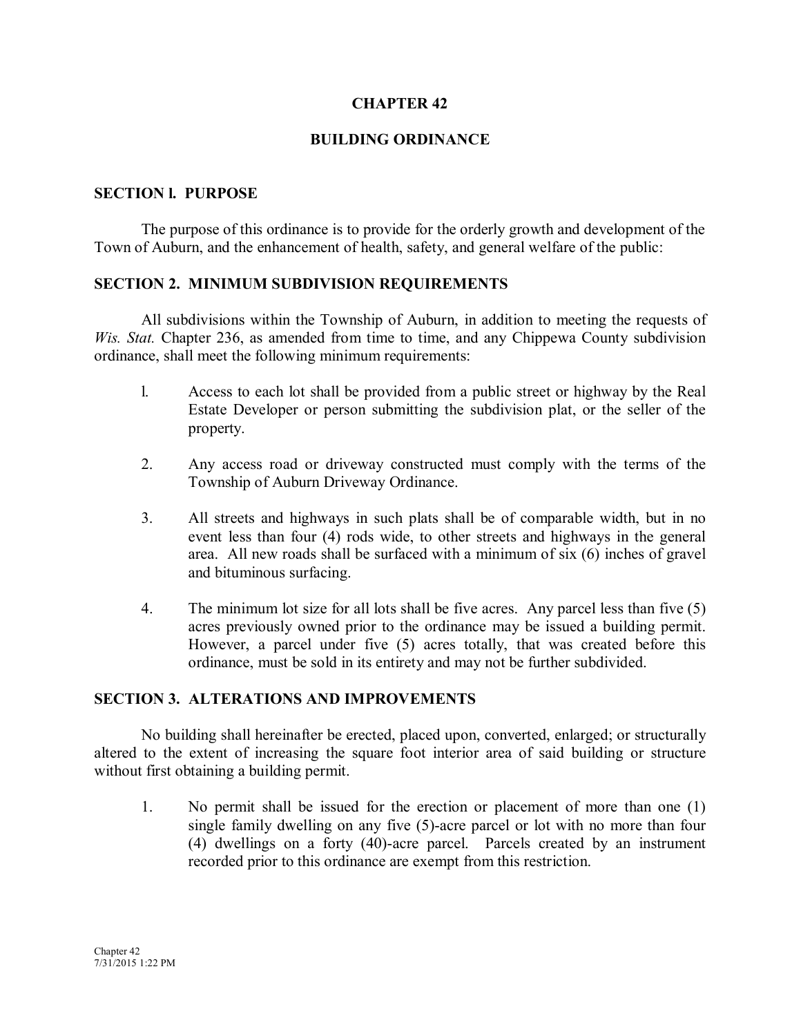# CHAPTER 42

## BUILDING ORDINANCE

### SECTION l. PURPOSE

The purpose of this ordinance is to provide for the orderly growth and development of the Town of Auburn, and the enhancement of health, safety, and general welfare of the public:

### SECTION 2. MINIMUM SUBDIVISION REQUIREMENTS

All subdivisions within the Township of Auburn, in addition to meeting the requests of *Wis. Stat.* Chapter 236, as amended from time to time, and any Chippewa County subdivision ordinance, shall meet the following minimum requirements:

l. Access to each lot shall be provided from a public street or highway by the Real Estate Developer or person submitting the subdivision plat, or the seller of the property.

2. Any access road or driveway constructed must comply with the terms of the Township of Auburn Driveway Ordinance.

3. All streets and highways in such plats shall be of comparable width, but in no event less than four (4) rods wide, to other streets and highways in the general area. All new roads shall be surfaced with a minimum of six (6) inches of gravel and bituminous surfacing.

4. The minimum lot size for all lots shall be five acres. Any parcel less than five (5) acres previously owned prior to the ordinance may be issued a building permit. However, a parcel under five (5) acres totally, that was created before this ordinance, must be sold in its entirety and may not be further subdivided.

### SECTION 3. ALTERATIONS AND IMPROVEMENTS

No building shall hereinafter be erected, placed upon, converted, enlarged; or structurally altered to the extent of increasing the square foot interior area of said building or structure without first obtaining a building permit.

1. No permit shall be issued for the erection or placement of more than one (1) single family dwelling on any five (5)-acre parcel or lot with no more than four (4) dwellings on a forty (40)-acre parcel. Parcels created by an instrument recorded prior to this ordinance are exempt from this restriction.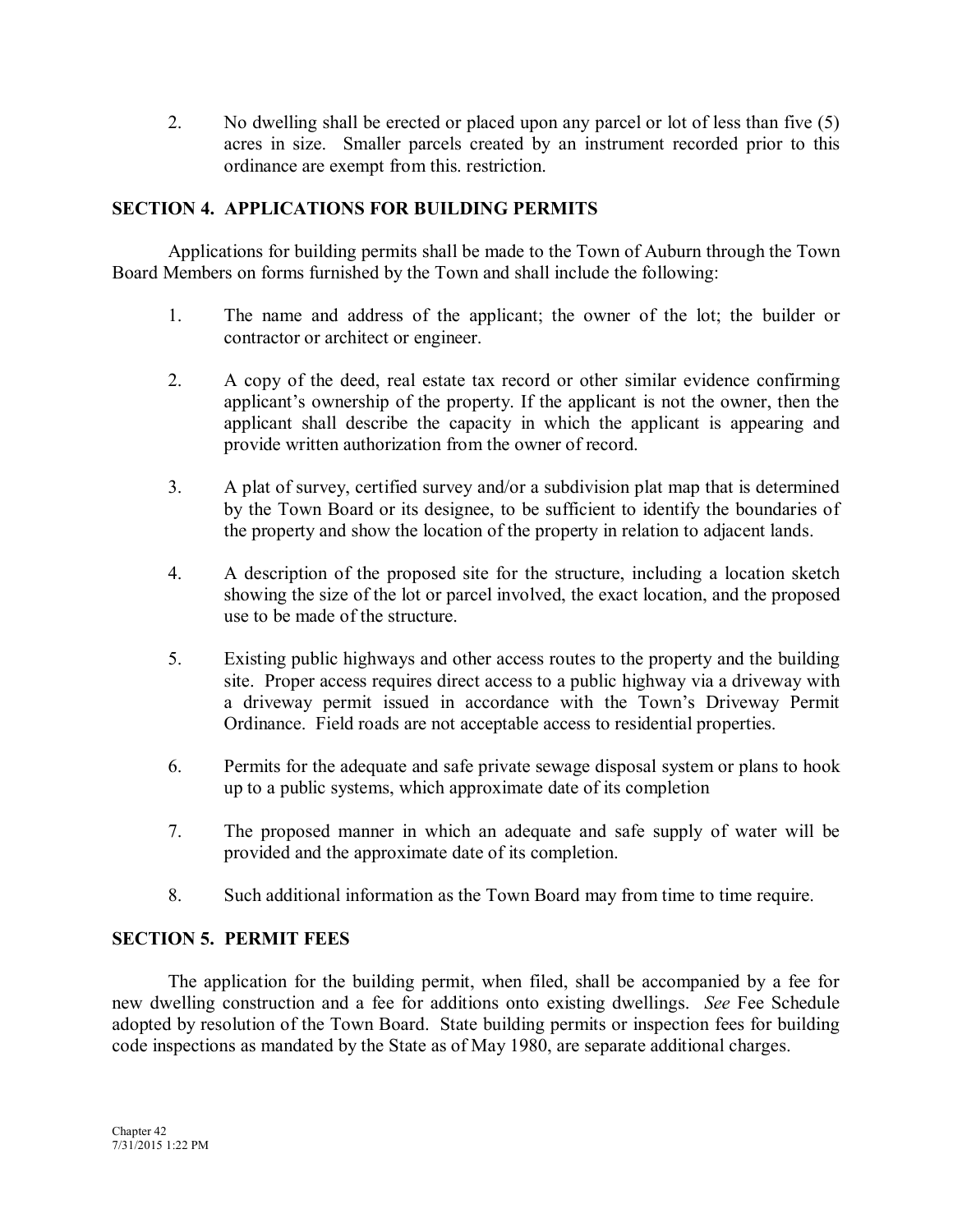2. No dwelling shall be erected or placed upon any parcel or lot of less than five (5) acres in size. Smaller parcels created by an instrument recorded prior to this ordinance are exempt from this. restriction.

## SECTION 4. APPLICATIONS FOR BUILDING PERMITS

Applications for building permits shall be made to the Town of Auburn through the Town Board Members on forms furnished by the Town and shall include the following:

1. The name and address of the applicant; the owner of the lot; the builder or contractor or architect or engineer.

2. A copy of the deed, real estate tax record or other similar evidence confirming applicant's ownership of the property. If the applicant is not the owner, then the applicant shall describe the capacity in which the applicant is appearing and provide written authorization from the owner of record.

3. A plat of survey, certified survey and/or a subdivision plat map that is determined by the Town Board or its designee, to be sufficient to identify the boundaries of the property and show the location of the property in relation to adjacent lands.

4. A description of the proposed site for the structure, including a location sketch showing the size of the lot or parcel involved, the exact location, and the proposed use to be made of the structure.

5. Existing public highways and other access routes to the property and the building site. Proper access requires direct access to a public highway via a driveway with a driveway permit issued in accordance with the Town's Driveway Permit Ordinance. Field roads are not acceptable access to residential properties.

6. Permits for the adequate and safe private sewage disposal system or plans to hook up to a public systems, which approximate date of its completion

7. The proposed manner in which an adequate and safe supply of water will be provided and the approximate date of its completion.

8. Such additional information as the Town Board may from time to time require.

## SECTION 5. PERMIT FEES

The application for the building permit, when filed, shall be accompanied by a fee for new dwelling construction and a fee for additions onto existing dwellings. *See* Fee Schedule adopted by resolution of the Town Board. State building permits or inspection fees for building code inspections as mandated by the State as of May 1980, are separate additional charges.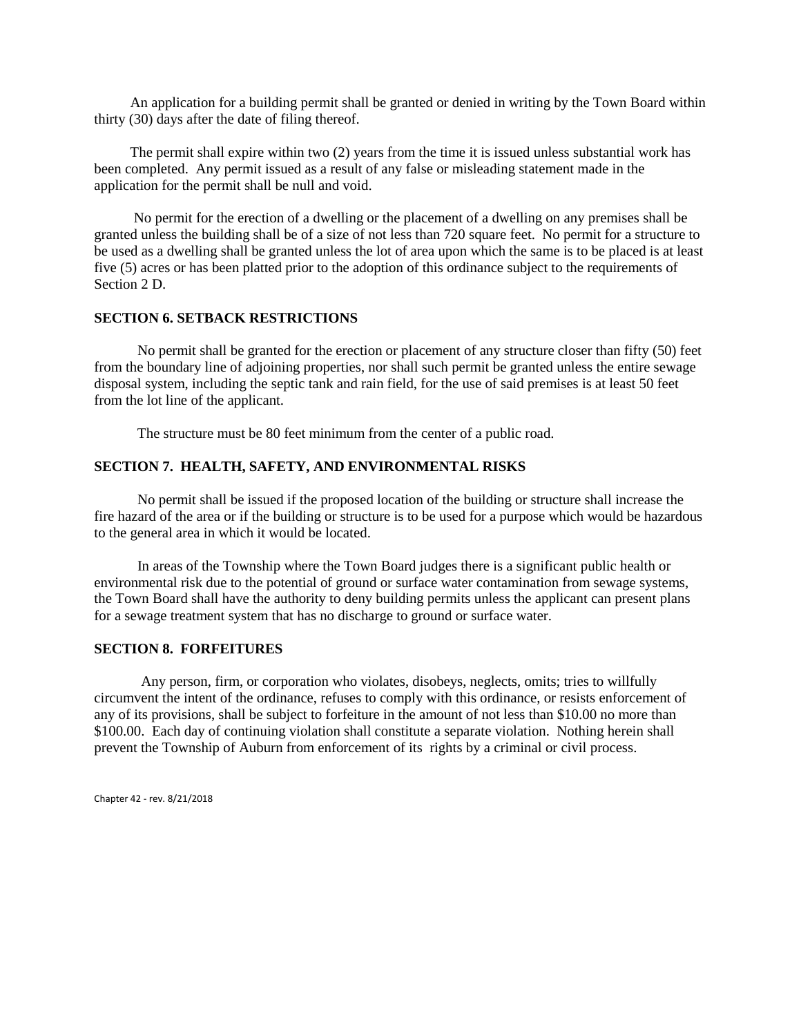An application for a building permit shall be granted or denied in writing by the Town Board within thirty (30) days after the date of filing thereof.

The permit shall expire within two (2) years from the time it is issued unless substantial work has been completed. Any permit issued as a result of any false or misleading statement made in the application for the permit shall be null and void.

No permit for the erection of a dwelling or the placement of a dwelling on any premises shall be granted unless the building shall be of a size of not less than 720 square feet. No permit for a structure to be used as a dwelling shall be granted unless the lot of area upon which the same is to be placed is at least five (5) acres or has been platted prior to the adoption of this ordinance subject to the requirements of Section 2 D.

## SECTION 6. SETBACK RESTRICTIONS

No permit shall be granted for the erection or placement of any structure closer than fifty (50) feet from the boundary line of adjoining properties, nor shall such permit be granted unless the entire sewage disposal system, including the septic tank and rain field, for the use of said premises is at least 50 feet from the lot line of the applicant.

The structure must be 80 feet minimum from the center of a public road.

## SECTION 7. HEALTH, SAFETY, AND ENVIRONMENTAL RISKS

No permit shall be issued if the proposed location of the building or structure shall increase the fire hazard of the area or if the building or structure is to be used for a purpose which would be hazardous to the general area in which it would be located.

In areas of the Township where the Town Board judges there is a significant public health or environmental risk due to the potential of ground or surface water contamination from sewage systems, the Town Board shall have the authority to deny building permits unless the applicant can present plans for a sewage treatment system that has no discharge to ground or surface water.

## SECTION 8. FORFEITURES

Any person, firm, or corporation who violates, disobeys, neglects, omits; tries to willfully circumvent the intent of the ordinance, refuses to comply with this ordinance, or resists enforcement of any of its provisions, shall be subject to forfeiture in the amount of not less than $10.00 no more than $100.00. Each day of continuing violation shall constitute a separate violation. Nothing herein shall prevent the Township of Auburn from enforcement of its rights by a criminal or civil process.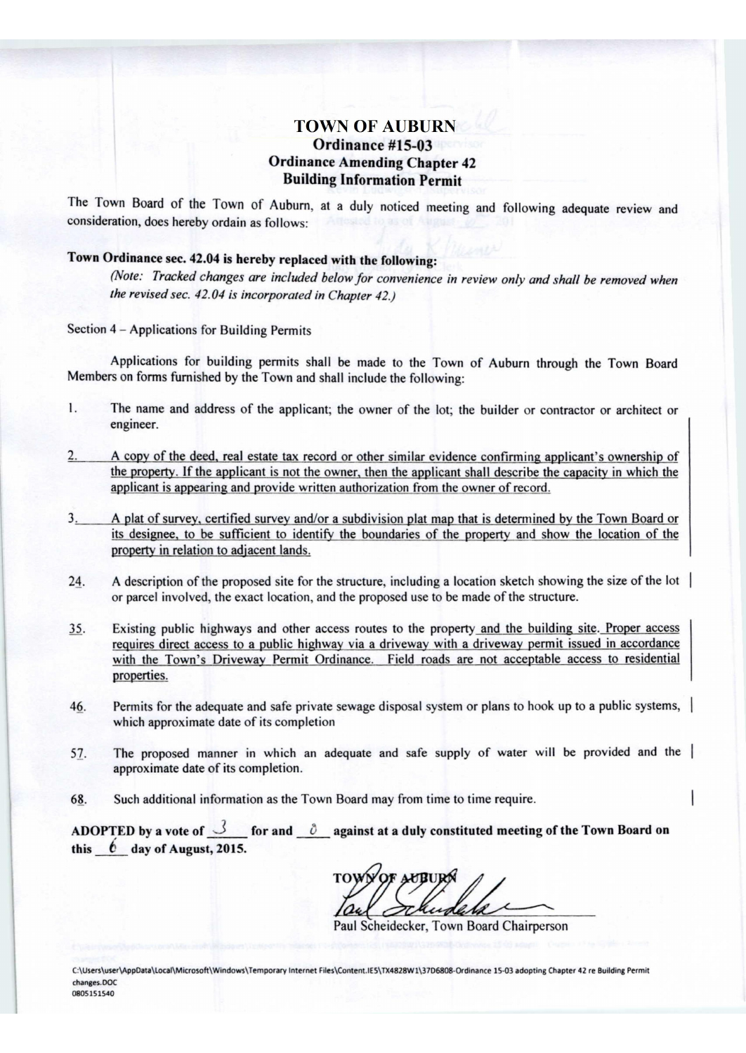# TOWN OF AUBURN
## Ordinance #15-03
## Ordinance Amending Chapter 42
## Building Information Permit

The Town Board of the Town of Auburn, at a duly noticed meeting and following adequate review and consideration, does hereby ordain as follows:

**Town Ordinance sec. 42.04 is hereby replaced with the following:**

*(Note: Tracked changes are included below for convenience in review only and shall be removed when the revised sec. 42.04 is incorporated in Chapter 42.)*

Section 4 – Applications for Building Permits

Applications for building permits shall be made to the Town of Auburn through the Town Board Members on forms furnished by the Town and shall include the following:

1. The name and address of the applicant; the owner of the lot; the builder or contractor or architect or engineer.

2. A copy of the deed, real estate tax record or other similar evidence confirming applicant's ownership of the property. If the applicant is not the owner, then the applicant shall describe the capacity in which the applicant is appearing and provide written authorization from the owner of record.

3. A plat of survey, certified survey and/or a subdivision plat map that is determined by the Town Board or its designee, to be sufficient to identify the boundaries of the property and show the location of the property in relation to adjacent lands.

24. A description of the proposed site for the structure, including a location sketch showing the size of the lot or parcel involved, the exact location, and the proposed use to be made of the structure.

35. Existing public highways and other access routes to the property and the building site. Proper access requires direct access to a public highway via a driveway with a driveway permit issued in accordance with the Town's Driveway Permit Ordinance. Field roads are not acceptable access to residential properties.

46. Permits for the adequate and safe private sewage disposal system or plans to hook up to a public systems, which approximate date of its completion

57. The proposed manner in which an adequate and safe supply of water will be provided and the approximate date of its completion.

68. Such additional information as the Town Board may from time to time require.

**ADOPTED by a vote of 3 for and 0 against at a duly constituted meeting of the Town Board on this 6 day of August, 2015.**

TOWN OF AUBURN

Paul Scheidecker, Town Board Chairperson

C:\Users\user\AppData\Local\Microsoft\Windows\Temporary Internet Files\Content.IE5\TX4828W1\37D6808-Ordinance 15-03 adopting Chapter 42 re Building Permit changes.DOC
0805151540